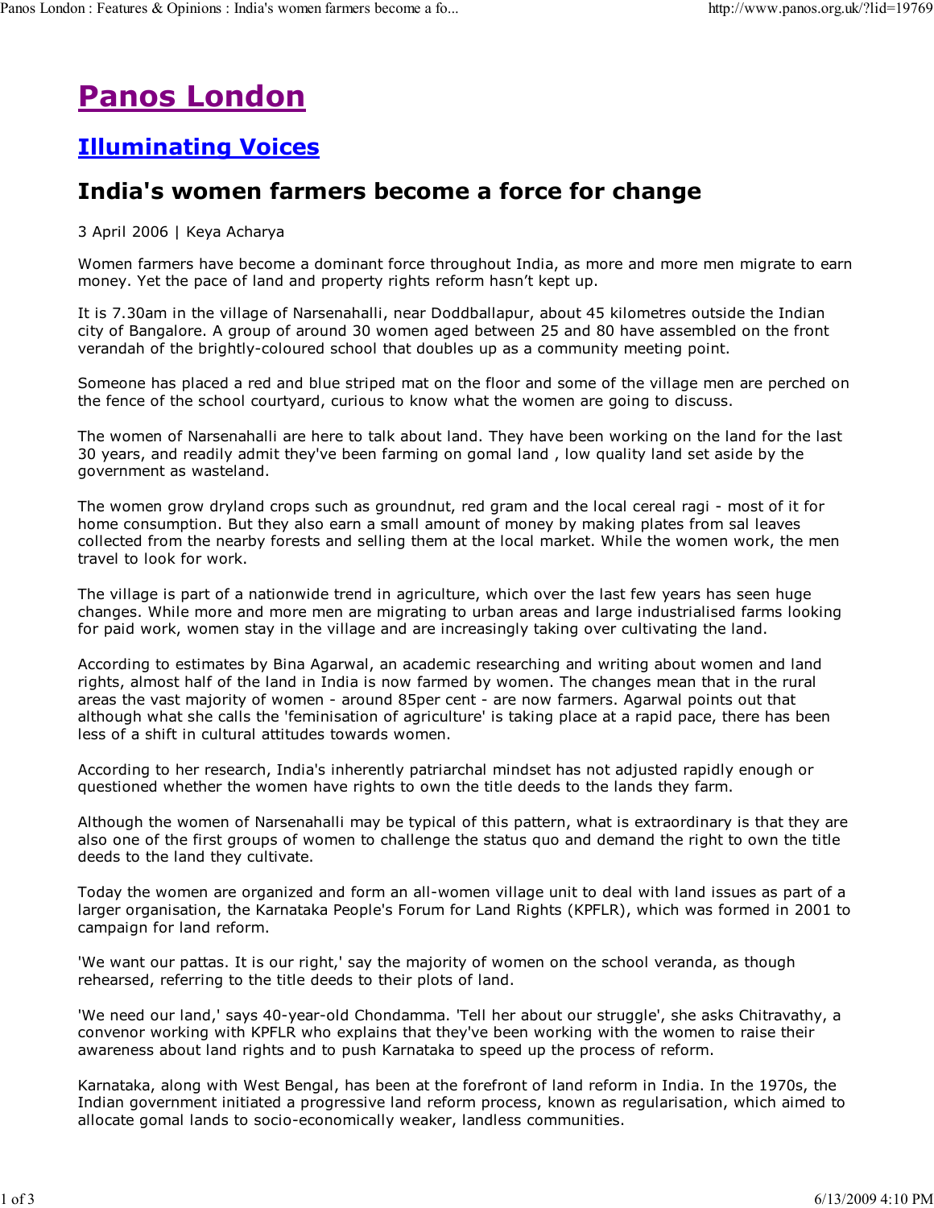# Panos London

## Illuminating Voices

### India's women farmers become a force for change

3 April 2006 | Keya Acharya

Women farmers have become a dominant force throughout India, as more and more men migrate to earn money. Yet the pace of land and property rights reform hasn't kept up.

It is 7.30am in the village of Narsenahalli, near Doddballapur, about 45 kilometres outside the Indian city of Bangalore. A group of around 30 women aged between 25 and 80 have assembled on the front verandah of the brightly-coloured school that doubles up as a community meeting point.

Someone has placed a red and blue striped mat on the floor and some of the village men are perched on the fence of the school courtyard, curious to know what the women are going to discuss.

The women of Narsenahalli are here to talk about land. They have been working on the land for the last 30 years, and readily admit they've been farming on gomal land , low quality land set aside by the government as wasteland.

The women grow dryland crops such as groundnut, red gram and the local cereal ragi - most of it for home consumption. But they also earn a small amount of money by making plates from sal leaves collected from the nearby forests and selling them at the local market. While the women work, the men travel to look for work.

The village is part of a nationwide trend in agriculture, which over the last few years has seen huge changes. While more and more men are migrating to urban areas and large industrialised farms looking for paid work, women stay in the village and are increasingly taking over cultivating the land.

According to estimates by Bina Agarwal, an academic researching and writing about women and land rights, almost half of the land in India is now farmed by women. The changes mean that in the rural areas the vast majority of women - around 85per cent - are now farmers. Agarwal points out that although what she calls the 'feminisation of agriculture' is taking place at a rapid pace, there has been less of a shift in cultural attitudes towards women.

According to her research, India's inherently patriarchal mindset has not adjusted rapidly enough or questioned whether the women have rights to own the title deeds to the lands they farm.

Although the women of Narsenahalli may be typical of this pattern, what is extraordinary is that they are also one of the first groups of women to challenge the status quo and demand the right to own the title deeds to the land they cultivate.

Today the women are organized and form an all-women village unit to deal with land issues as part of a larger organisation, the Karnataka People's Forum for Land Rights (KPFLR), which was formed in 2001 to campaign for land reform.

'We want our pattas. It is our right,' say the majority of women on the school veranda, as though rehearsed, referring to the title deeds to their plots of land.

'We need our land,' says 40-year-old Chondamma. 'Tell her about our struggle', she asks Chitravathy, a convenor working with KPFLR who explains that they've been working with the women to raise their awareness about land rights and to push Karnataka to speed up the process of reform.

Karnataka, along with West Bengal, has been at the forefront of land reform in India. In the 1970s, the Indian government initiated a progressive land reform process, known as regularisation, which aimed to allocate gomal lands to socio-economically weaker, landless communities.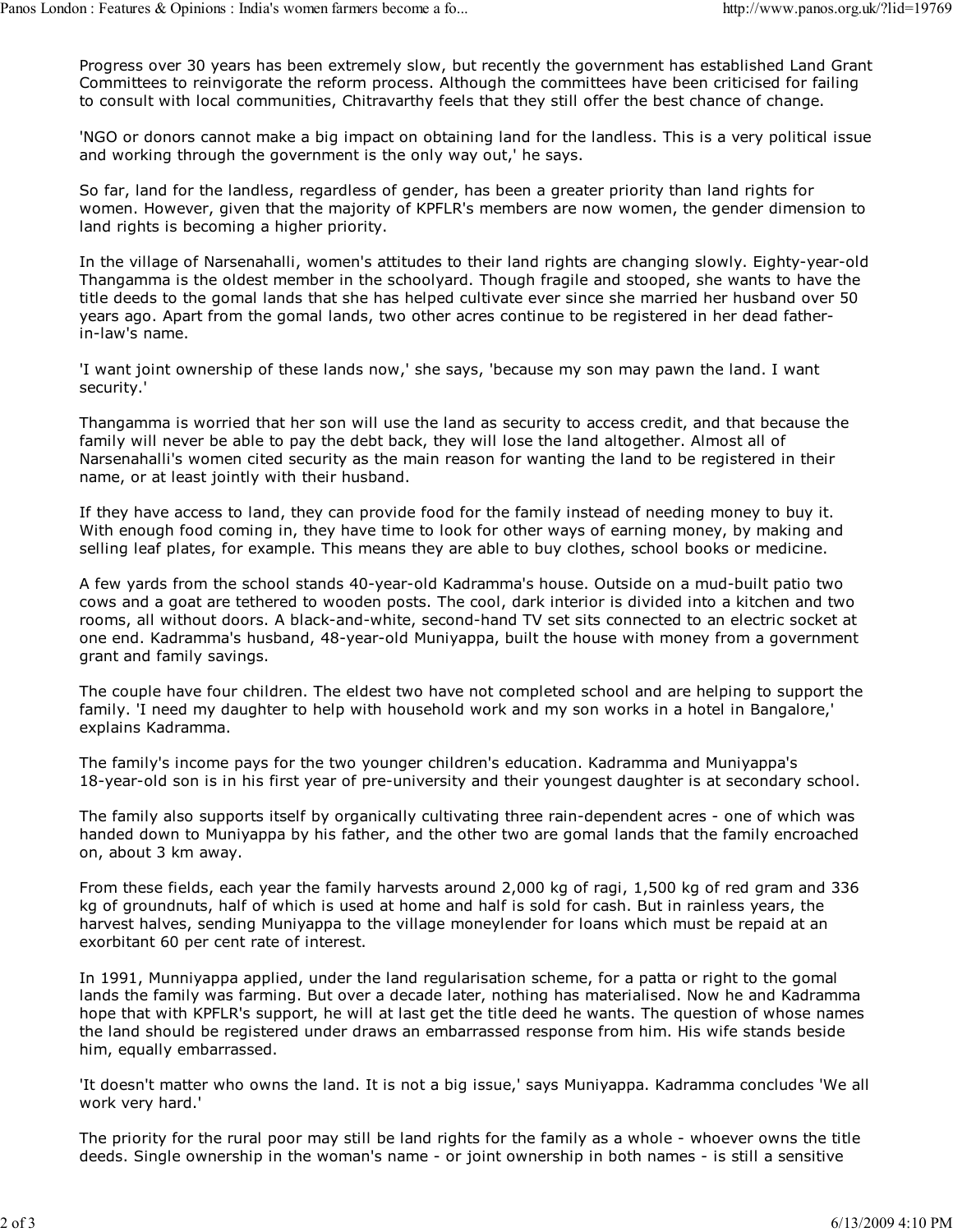Progress over 30 years has been extremely slow, but recently the government has established Land Grant Committees to reinvigorate the reform process. Although the committees have been criticised for failing to consult with local communities, Chitravarthy feels that they still offer the best chance of change.

'NGO or donors cannot make a big impact on obtaining land for the landless. This is a very political issue and working through the government is the only way out,' he says.

So far, land for the landless, regardless of gender, has been a greater priority than land rights for women. However, given that the majority of KPFLR's members are now women, the gender dimension to land rights is becoming a higher priority.

In the village of Narsenahalli, women's attitudes to their land rights are changing slowly. Eighty-year-old Thangamma is the oldest member in the schoolyard. Though fragile and stooped, she wants to have the title deeds to the gomal lands that she has helped cultivate ever since she married her husband over 50 years ago. Apart from the gomal lands, two other acres continue to be registered in her dead father-in-law's name.

'I want joint ownership of these lands now,' she says, 'because my son may pawn the land. I want security.'

Thangamma is worried that her son will use the land as security to access credit, and that because the family will never be able to pay the debt back, they will lose the land altogether. Almost all of Narsenahalli's women cited security as the main reason for wanting the land to be registered in their name, or at least jointly with their husband.

If they have access to land, they can provide food for the family instead of needing money to buy it. With enough food coming in, they have time to look for other ways of earning money, by making and selling leaf plates, for example. This means they are able to buy clothes, school books or medicine.

A few yards from the school stands 40-year-old Kadramma's house. Outside on a mud-built patio two cows and a goat are tethered to wooden posts. The cool, dark interior is divided into a kitchen and two rooms, all without doors. A black-and-white, second-hand TV set sits connected to an electric socket at one end. Kadramma's husband, 48-year-old Muniyappa, built the house with money from a government grant and family savings.

The couple have four children. The eldest two have not completed school and are helping to support the family. 'I need my daughter to help with household work and my son works in a hotel in Bangalore,' explains Kadramma.

The family's income pays for the two younger children's education. Kadramma and Muniyappa's 18-year-old son is in his first year of pre-university and their youngest daughter is at secondary school.

The family also supports itself by organically cultivating three rain-dependent acres - one of which was handed down to Muniyappa by his father, and the other two are gomal lands that the family encroached on, about 3 km away.

From these fields, each year the family harvests around 2,000 kg of ragi, 1,500 kg of red gram and 336 kg of groundnuts, half of which is used at home and half is sold for cash. But in rainless years, the harvest halves, sending Muniyappa to the village moneylender for loans which must be repaid at an exorbitant 60 per cent rate of interest.

In 1991, Munniyappa applied, under the land regularisation scheme, for a patta or right to the gomal lands the family was farming. But over a decade later, nothing has materialised. Now he and Kadramma hope that with KPFLR's support, he will at last get the title deed he wants. The question of whose names the land should be registered under draws an embarrassed response from him. His wife stands beside him, equally embarrassed.

'It doesn't matter who owns the land. It is not a big issue,' says Muniyappa. Kadramma concludes 'We all work very hard.'

The priority for the rural poor may still be land rights for the family as a whole - whoever owns the title deeds. Single ownership in the woman's name - or joint ownership in both names - is still a sensitive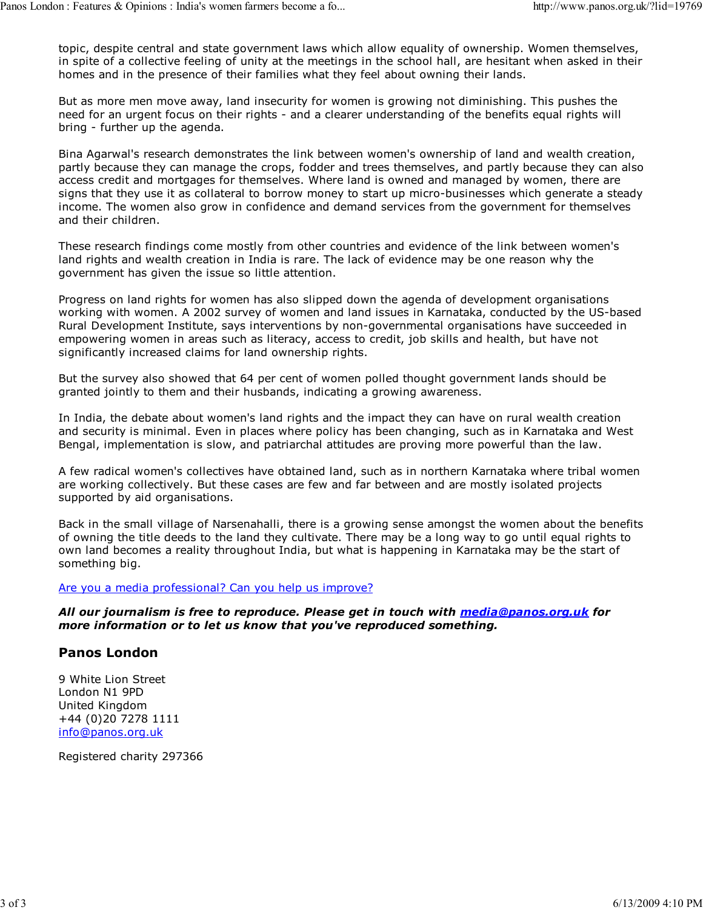topic, despite central and state government laws which allow equality of ownership. Women themselves, in spite of a collective feeling of unity at the meetings in the school hall, are hesitant when asked in their homes and in the presence of their families what they feel about owning their lands.

But as more men move away, land insecurity for women is growing not diminishing. This pushes the need for an urgent focus on their rights - and a clearer understanding of the benefits equal rights will bring - further up the agenda.

Bina Agarwal's research demonstrates the link between women's ownership of land and wealth creation, partly because they can manage the crops, fodder and trees themselves, and partly because they can also access credit and mortgages for themselves. Where land is owned and managed by women, there are signs that they use it as collateral to borrow money to start up micro-businesses which generate a steady income. The women also grow in confidence and demand services from the government for themselves and their children.

These research findings come mostly from other countries and evidence of the link between women's land rights and wealth creation in India is rare. The lack of evidence may be one reason why the government has given the issue so little attention.

Progress on land rights for women has also slipped down the agenda of development organisations working with women. A 2002 survey of women and land issues in Karnataka, conducted by the US-based Rural Development Institute, says interventions by non-governmental organisations have succeeded in empowering women in areas such as literacy, access to credit, job skills and health, but have not significantly increased claims for land ownership rights.

But the survey also showed that 64 per cent of women polled thought government lands should be granted jointly to them and their husbands, indicating a growing awareness.

In India, the debate about women's land rights and the impact they can have on rural wealth creation and security is minimal. Even in places where policy has been changing, such as in Karnataka and West Bengal, implementation is slow, and patriarchal attitudes are proving more powerful than the law.

A few radical women's collectives have obtained land, such as in northern Karnataka where tribal women are working collectively. But these cases are few and far between and are mostly isolated projects supported by aid organisations.

Back in the small village of Narsenahalli, there is a growing sense amongst the women about the benefits of owning the title deeds to the land they cultivate. There may be a long way to go until equal rights to own land becomes a reality throughout India, but what is happening in Karnataka may be the start of something big.

Are you a media professional? Can you help us improve?

***All our journalism is free to reproduce. Please get in touch with media@panos.org.uk for more information or to let us know that you've reproduced something.***

## Panos London

9 White Lion Street
London N1 9PD
United Kingdom
+44 (0)20 7278 1111
info@panos.org.uk

Registered charity 297366